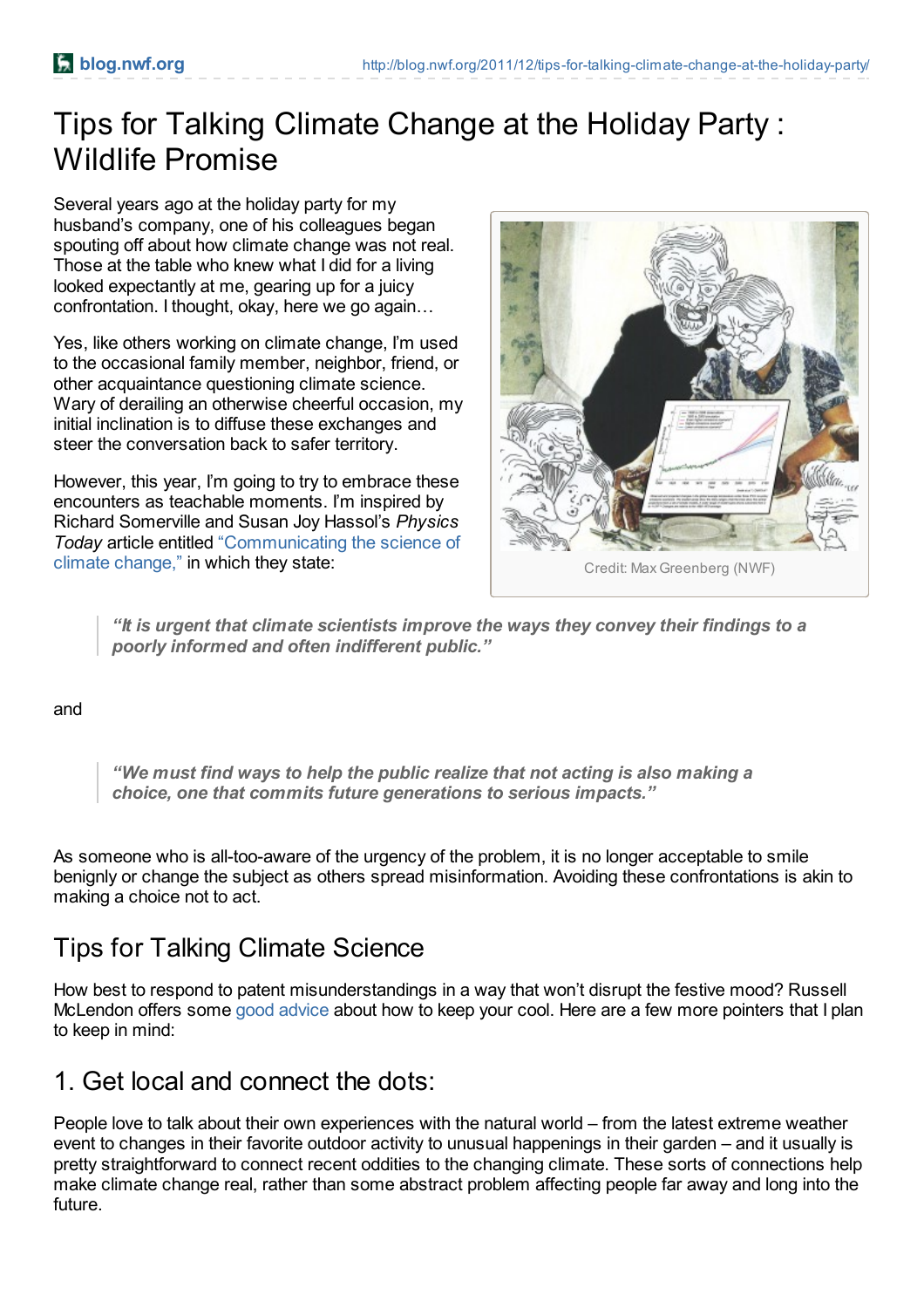# Tips for Talking Climate Change at the Holiday Party : Wildlife Promise

Several years ago at the holiday party for my husband's company, one of his colleagues began spouting off about how climate change was not real. Those at the table who knew what I did for a living looked expectantly at me, gearing up for a juicy confrontation. I thought, okay, here we go again…

Yes, like others working on climate change, I'm used to the occasional family member, neighbor, friend, or other acquaintance questioning climate science. Wary of derailing an otherwise cheerful occasion, my initial inclination is to diffuse these exchanges and steer the conversation back to safer territory.

However, this year, I'm going to try to embrace these encounters as teachable moments. I'm inspired by Richard Somerville and Susan Joy Hassol's *Physics Today* article entitled "Communicating the science of climate change," in which they state:

Credit: Max Greenberg (NWF)

> ***"It is urgent that climate scientists improve the ways they convey their findings to a poorly informed and often indifferent public."***

and

> ***"We must find ways to help the public realize that not acting is also making a choice, one that commits future generations to serious impacts."***

As someone who is all-too-aware of the urgency of the problem, it is no longer acceptable to smile benignly or change the subject as others spread misinformation. Avoiding these confrontations is akin to making a choice not to act.

## Tips for Talking Climate Science

How best to respond to patent misunderstandings in a way that won't disrupt the festive mood? Russell McLendon offers some good advice about how to keep your cool. Here are a few more pointers that I plan to keep in mind:

## 1. Get local and connect the dots:

People love to talk about their own experiences with the natural world – from the latest extreme weather event to changes in their favorite outdoor activity to unusual happenings in their garden – and it usually is pretty straightforward to connect recent oddities to the changing climate. These sorts of connections help make climate change real, rather than some abstract problem affecting people far away and long into the future.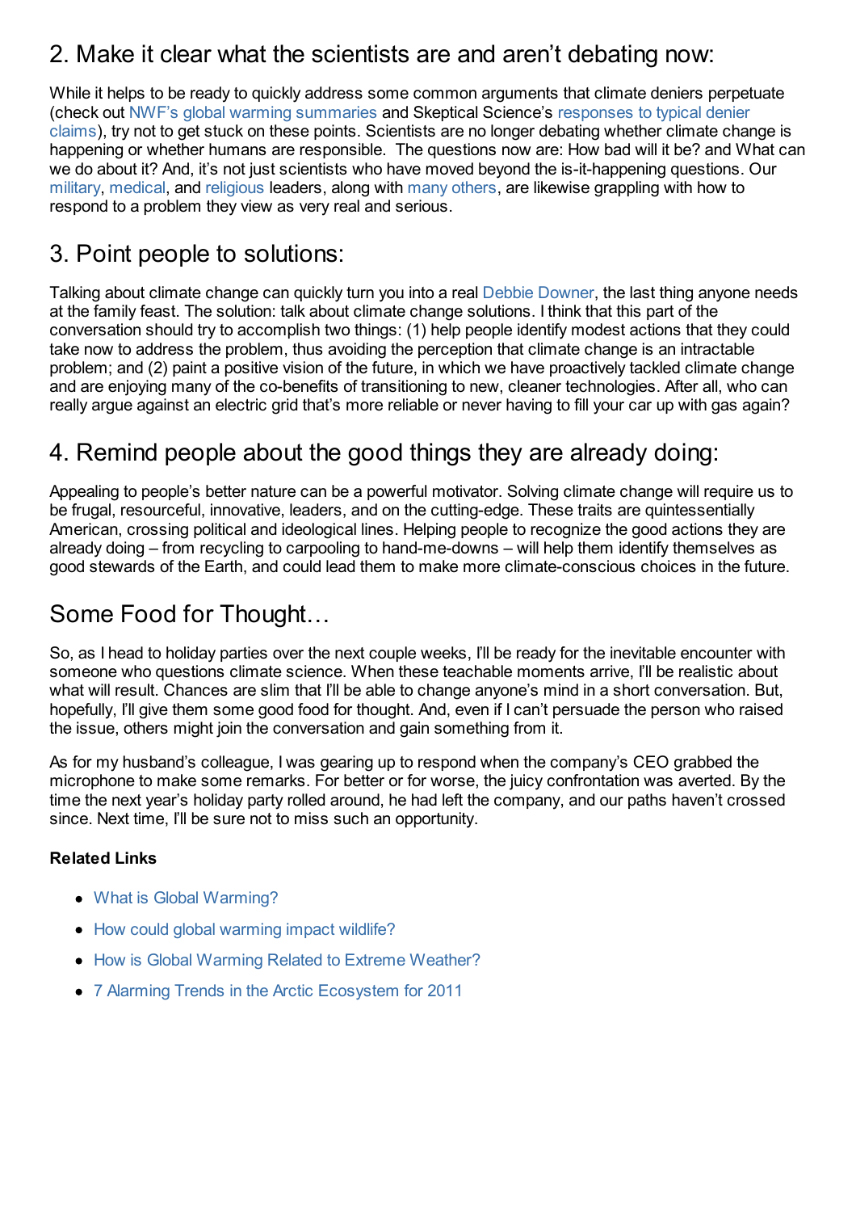## 2. Make it clear what the scientists are and aren't debating now:

While it helps to be ready to quickly address some common arguments that climate deniers perpetuate (check out NWF's global warming summaries and Skeptical Science's responses to typical denier claims), try not to get stuck on these points. Scientists are no longer debating whether climate change is happening or whether humans are responsible. The questions now are: How bad will it be? and What can we do about it? And, it's not just scientists who have moved beyond the is-it-happening questions. Our military, medical, and religious leaders, along with many others, are likewise grappling with how to respond to a problem they view as very real and serious.

## 3. Point people to solutions:

Talking about climate change can quickly turn you into a real Debbie Downer, the last thing anyone needs at the family feast. The solution: talk about climate change solutions. I think that this part of the conversation should try to accomplish two things: (1) help people identify modest actions that they could take now to address the problem, thus avoiding the perception that climate change is an intractable problem; and (2) paint a positive vision of the future, in which we have proactively tackled climate change and are enjoying many of the co-benefits of transitioning to new, cleaner technologies. After all, who can really argue against an electric grid that's more reliable or never having to fill your car up with gas again?

## 4. Remind people about the good things they are already doing:

Appealing to people's better nature can be a powerful motivator. Solving climate change will require us to be frugal, resourceful, innovative, leaders, and on the cutting-edge. These traits are quintessentially American, crossing political and ideological lines. Helping people to recognize the good actions they are already doing – from recycling to carpooling to hand-me-downs – will help them identify themselves as good stewards of the Earth, and could lead them to make more climate-conscious choices in the future.

## Some Food for Thought…

So, as I head to holiday parties over the next couple weeks, I'll be ready for the inevitable encounter with someone who questions climate science. When these teachable moments arrive, I'll be realistic about what will result. Chances are slim that I'll be able to change anyone's mind in a short conversation. But, hopefully, I'll give them some good food for thought. And, even if I can't persuade the person who raised the issue, others might join the conversation and gain something from it.

As for my husband's colleague, I was gearing up to respond when the company's CEO grabbed the microphone to make some remarks. For better or for worse, the juicy confrontation was averted. By the time the next year's holiday party rolled around, he had left the company, and our paths haven't crossed since. Next time, I'll be sure not to miss such an opportunity.

**Related Links**

- What is Global Warming?
- How could global warming impact wildlife?
- How is Global Warming Related to Extreme Weather?
- 7 Alarming Trends in the Arctic Ecosystem for 2011